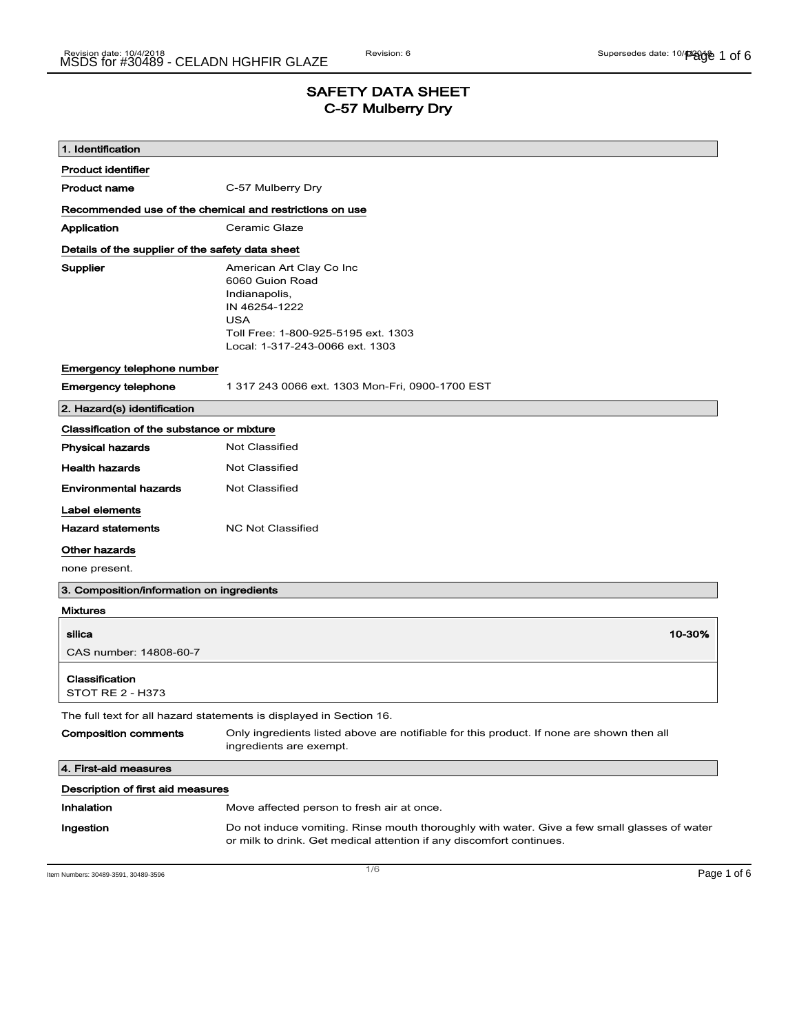# SAFETY DATA SHEET
## C-57 Mulberry Dry

### 1. Identification

**Product identifier**

**Product name** C-57 Mulberry Dry

**Recommended use of the chemical and restrictions on use**

**Application** Ceramic Glaze

**Details of the supplier of the safety data sheet**

**Supplier**
American Art Clay Co Inc
6060 Guion Road
Indianapolis,
IN 46254-1222
USA
Toll Free: 1-800-925-5195 ext. 1303
Local: 1-317-243-0066 ext. 1303

**Emergency telephone number**

**Emergency telephone** 1 317 243 0066 ext. 1303 Mon-Fri, 0900-1700 EST

### 2. Hazard(s) identification

**Classification of the substance or mixture**

**Physical hazards** Not Classified

**Health hazards** Not Classified

**Environmental hazards** Not Classified

**Label elements**

**Hazard statements** NC Not Classified

**Other hazards**

none present.

### 3. Composition/information on ingredients

**Mixtures**

**silica** 10-30%

CAS number: 14808-60-7

**Classification**
STOT RE 2 - H373

The full text for all hazard statements is displayed in Section 16.

**Composition comments** Only ingredients listed above are notifiable for this product. If none are shown then all ingredients are exempt.

### 4. First-aid measures

**Description of first aid measures**

**Inhalation** Move affected person to fresh air at once.

**Ingestion** Do not induce vomiting. Rinse mouth thoroughly with water. Give a few small glasses of water or milk to drink. Get medical attention if any discomfort continues.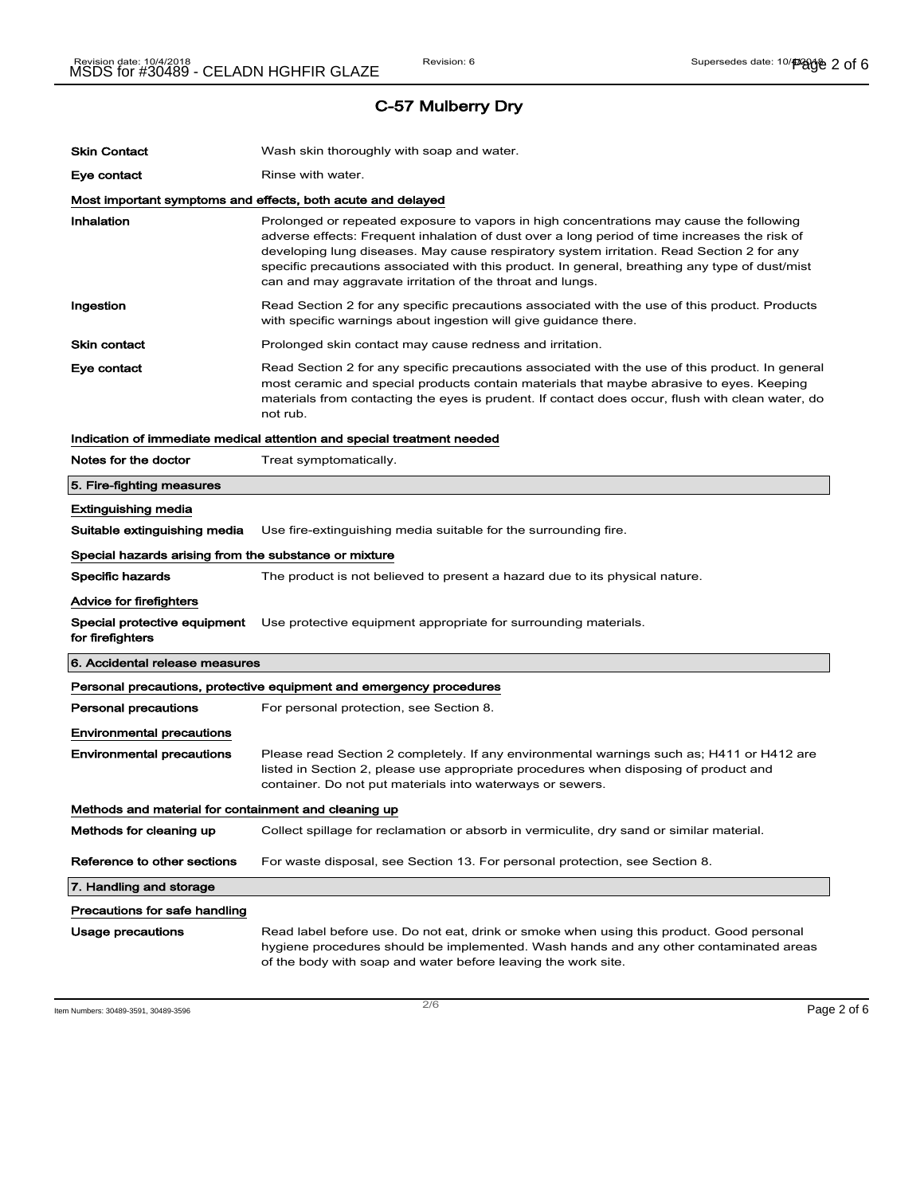## C-57 Mulberry Dry

| | |
|---|---|
| **Skin Contact** | Wash skin thoroughly with soap and water. |
| **Eye contact** | Rinse with water. |

### Most important symptoms and effects, both acute and delayed

| | |
|---|---|
| **Inhalation** | Prolonged or repeated exposure to vapors in high concentrations may cause the following adverse effects: Frequent inhalation of dust over a long period of time increases the risk of developing lung diseases. May cause respiratory system irritation. Read Section 2 for any specific precautions associated with this product. In general, breathing any type of dust/mist can and may aggravate irritation of the throat and lungs. |
| **Ingestion** | Read Section 2 for any specific precautions associated with the use of this product. Products with specific warnings about ingestion will give guidance there. |
| **Skin contact** | Prolonged skin contact may cause redness and irritation. |
| **Eye contact** | Read Section 2 for any specific precautions associated with the use of this product. In general most ceramic and special products contain materials that maybe abrasive to eyes. Keeping materials from contacting the eyes is prudent. If contact does occur, flush with clean water, do not rub. |

### Indication of immediate medical attention and special treatment needed

| | |
|---|---|
| **Notes for the doctor** | Treat symptomatically. |

## 5. Fire-fighting measures

### Extinguishing media

| | |
|---|---|
| **Suitable extinguishing media** | Use fire-extinguishing media suitable for the surrounding fire. |

### Special hazards arising from the substance or mixture

| | |
|---|---|
| **Specific hazards** | The product is not believed to present a hazard due to its physical nature. |

### Advice for firefighters

| | |
|---|---|
| **Special protective equipment for firefighters** | Use protective equipment appropriate for surrounding materials. |

## 6. Accidental release measures

### Personal precautions, protective equipment and emergency procedures

| | |
|---|---|
| **Personal precautions** | For personal protection, see Section 8. |

### Environmental precautions

| | |
|---|---|
| **Environmental precautions** | Please read Section 2 completely. If any environmental warnings such as; H411 or H412 are listed in Section 2, please use appropriate procedures when disposing of product and container. Do not put materials into waterways or sewers. |

### Methods and material for containment and cleaning up

| | |
|---|---|
| **Methods for cleaning up** | Collect spillage for reclamation or absorb in vermiculite, dry sand or similar material. |
| **Reference to other sections** | For waste disposal, see Section 13. For personal protection, see Section 8. |

## 7. Handling and storage

### Precautions for safe handling

| | |
|---|---|
| **Usage precautions** | Read label before use. Do not eat, drink or smoke when using this product. Good personal hygiene procedures should be implemented. Wash hands and any other contaminated areas of the body with soap and water before leaving the work site. |

Item Numbers: 30489-3591, 30489-3596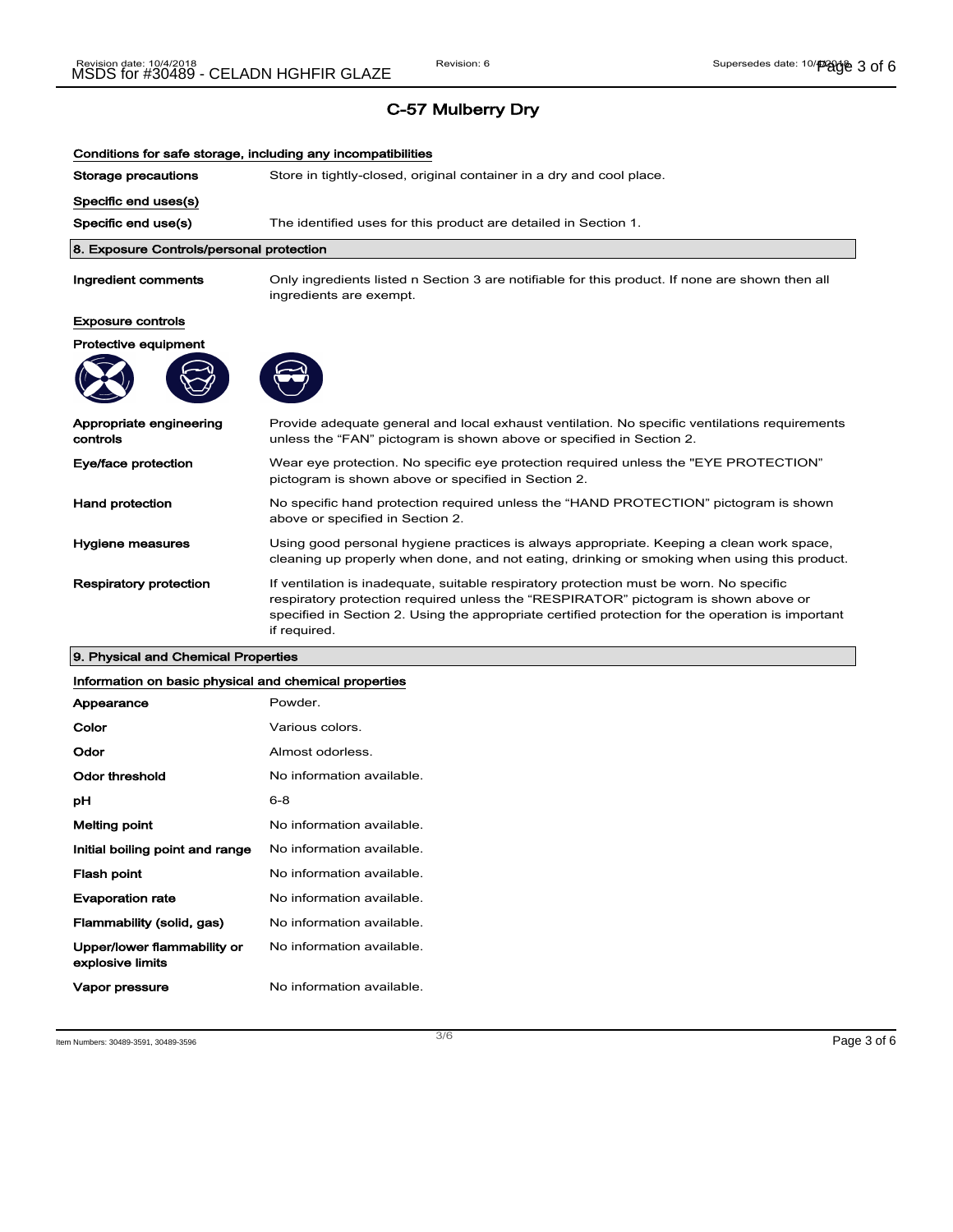## C-57 Mulberry Dry

### Conditions for safe storage, including any incompatibilities

| | |
|---|---|
| **Storage precautions** | Store in tightly-closed, original container in a dry and cool place. |

### Specific end uses(s)

| | |
|---|---|
| **Specific end use(s)** | The identified uses for this product are detailed in Section 1. |

## 8. Exposure Controls/personal protection

| | |
|---|---|
| **Ingredient comments** | Only ingredients listed n Section 3 are notifiable for this product. If none are shown then all ingredients are exempt. |

### Exposure controls

**Protective equipment**

| | |
|---|---|
| **Appropriate engineering controls** | Provide adequate general and local exhaust ventilation. No specific ventilations requirements unless the "FAN" pictogram is shown above or specified in Section 2. |
| **Eye/face protection** | Wear eye protection. No specific eye protection required unless the "EYE PROTECTION" pictogram is shown above or specified in Section 2. |
| **Hand protection** | No specific hand protection required unless the "HAND PROTECTION" pictogram is shown above or specified in Section 2. |
| **Hygiene measures** | Using good personal hygiene practices is always appropriate. Keeping a clean work space, cleaning up properly when done, and not eating, drinking or smoking when using this product. |
| **Respiratory protection** | If ventilation is inadequate, suitable respiratory protection must be worn. No specific respiratory protection required unless the "RESPIRATOR" pictogram is shown above or specified in Section 2. Using the appropriate certified protection for the operation is important if required. |

## 9. Physical and Chemical Properties

### Information on basic physical and chemical properties

| | |
|---|---|
| **Appearance** | Powder. |
| **Color** | Various colors. |
| **Odor** | Almost odorless. |
| **Odor threshold** | No information available. |
| **pH** | 6-8 |
| **Melting point** | No information available. |
| **Initial boiling point and range** | No information available. |
| **Flash point** | No information available. |
| **Evaporation rate** | No information available. |
| **Flammability (solid, gas)** | No information available. |
| **Upper/lower flammability or explosive limits** | No information available. |
| **Vapor pressure** | No information available. |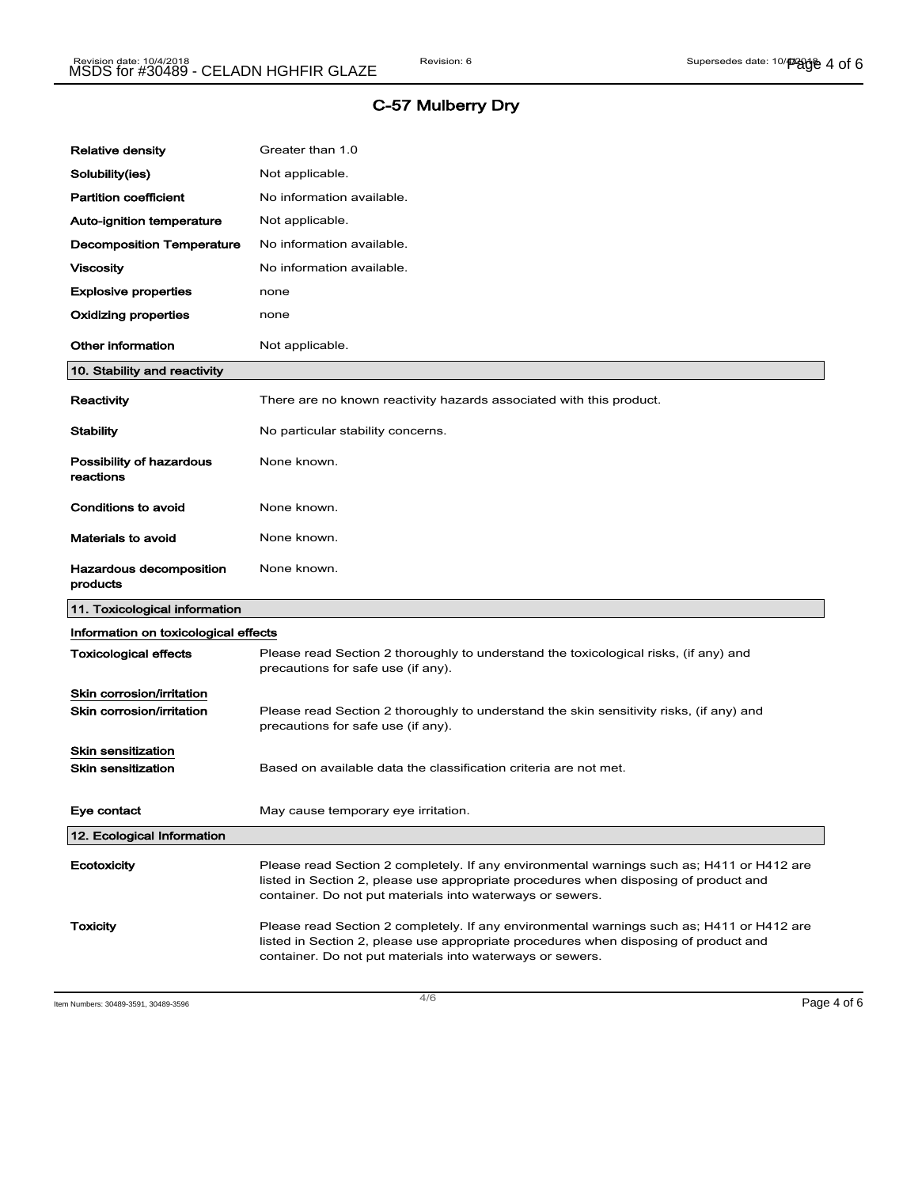## C-57 Mulberry Dry

| | |
|---|---|
| **Relative density** | Greater than 1.0 |
| **Solubility(ies)** | Not applicable. |
| **Partition coefficient** | No information available. |
| **Auto-ignition temperature** | Not applicable. |
| **Decomposition Temperature** | No information available. |
| **Viscosity** | No information available. |
| **Explosive properties** | none |
| **Oxidizing properties** | none |
| **Other information** | Not applicable. |

### 10. Stability and reactivity

| | |
|---|---|
| **Reactivity** | There are no known reactivity hazards associated with this product. |
| **Stability** | No particular stability concerns. |
| **Possibility of hazardous reactions** | None known. |
| **Conditions to avoid** | None known. |
| **Materials to avoid** | None known. |
| **Hazardous decomposition products** | None known. |

### 11. Toxicological information

**Information on toxicological effects**

| | |
|---|---|
| **Toxicological effects** | Please read Section 2 thoroughly to understand the toxicological risks, (if any) and precautions for safe use (if any). |

**Skin corrosion/irritation**

| | |
|---|---|
| **Skin corrosion/irritation** | Please read Section 2 thoroughly to understand the skin sensitivity risks, (if any) and precautions for safe use (if any). |

**Skin sensitization**

| | |
|---|---|
| **Skin sensitization** | Based on available data the classification criteria are not met. |
| **Eye contact** | May cause temporary eye irritation. |

### 12. Ecological Information

| | |
|---|---|
| **Ecotoxicity** | Please read Section 2 completely. If any environmental warnings such as; H411 or H412 are listed in Section 2, please use appropriate procedures when disposing of product and container. Do not put materials into waterways or sewers. |
| **Toxicity** | Please read Section 2 completely. If any environmental warnings such as; H411 or H412 are listed in Section 2, please use appropriate procedures when disposing of product and container. Do not put materials into waterways or sewers. |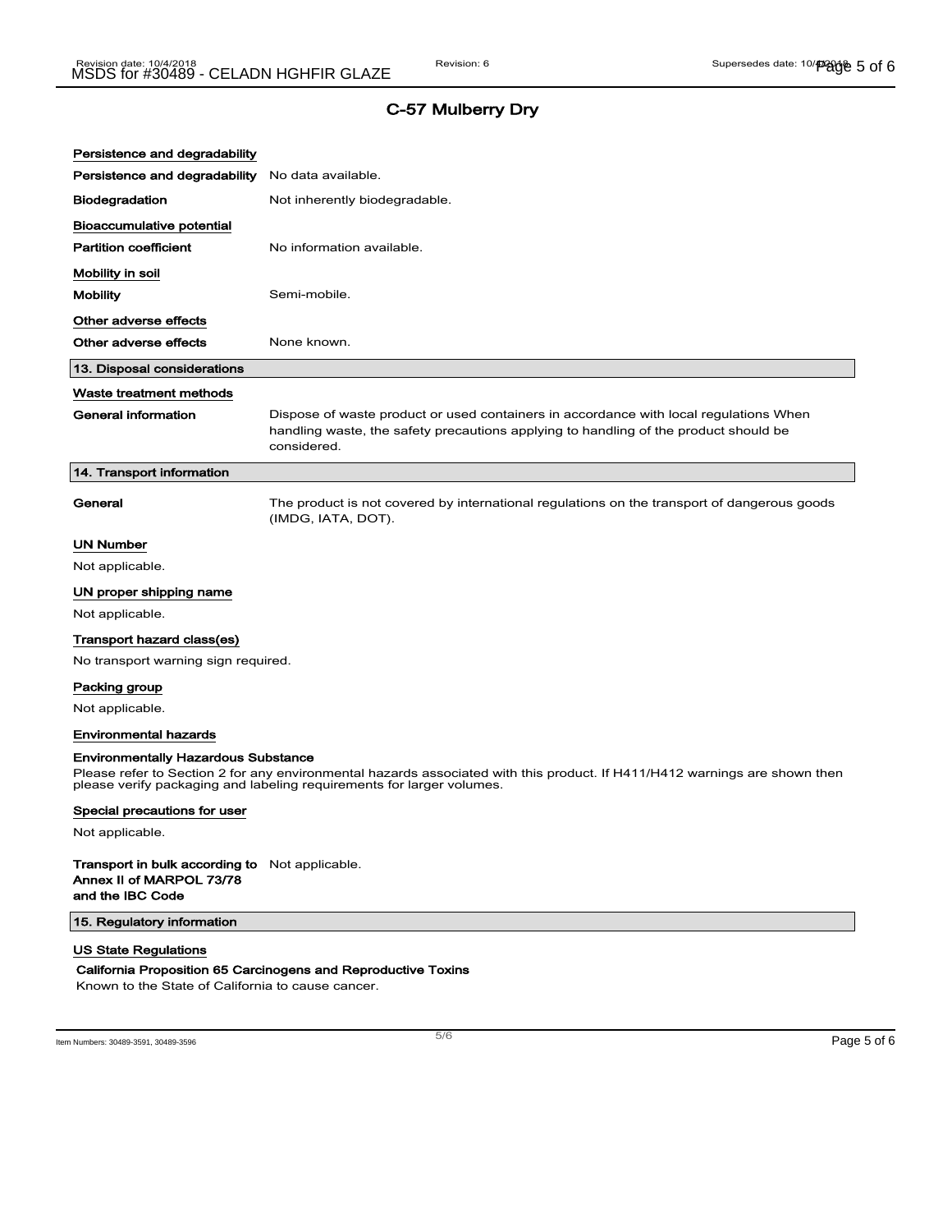## C-57 Mulberry Dry

**Persistence and degradability**

| | |
|---|---|
| **Persistence and degradability** | No data available. |
| **Biodegradation** | Not inherently biodegradable. |

**Bioaccumulative potential**

| | |
|---|---|
| **Partition coefficient** | No information available. |

**Mobility in soil**

| | |
|---|---|
| **Mobility** | Semi-mobile. |

**Other adverse effects**

| | |
|---|---|
| **Other adverse effects** | None known. |

## 13. Disposal considerations

**Waste treatment methods**

| | |
|---|---|
| **General information** | Dispose of waste product or used containers in accordance with local regulations When handling waste, the safety precautions applying to handling of the product should be considered. |

## 14. Transport information

| | |
|---|---|
| **General** | The product is not covered by international regulations on the transport of dangerous goods (IMDG, IATA, DOT). |

**UN Number**

Not applicable.

**UN proper shipping name**

Not applicable.

**Transport hazard class(es)**

No transport warning sign required.

**Packing group**

Not applicable.

**Environmental hazards**

**Environmentally Hazardous Substance**

Please refer to Section 2 for any environmental hazards associated with this product. If H411/H412 warnings are shown then please verify packaging and labeling requirements for larger volumes.

**Special precautions for user**

Not applicable.

| | |
|---|---|
| **Transport in bulk according to Annex II of MARPOL 73/78 and the IBC Code** | Not applicable. |

## 15. Regulatory information

**US State Regulations**

**California Proposition 65 Carcinogens and Reproductive Toxins**

Known to the State of California to cause cancer.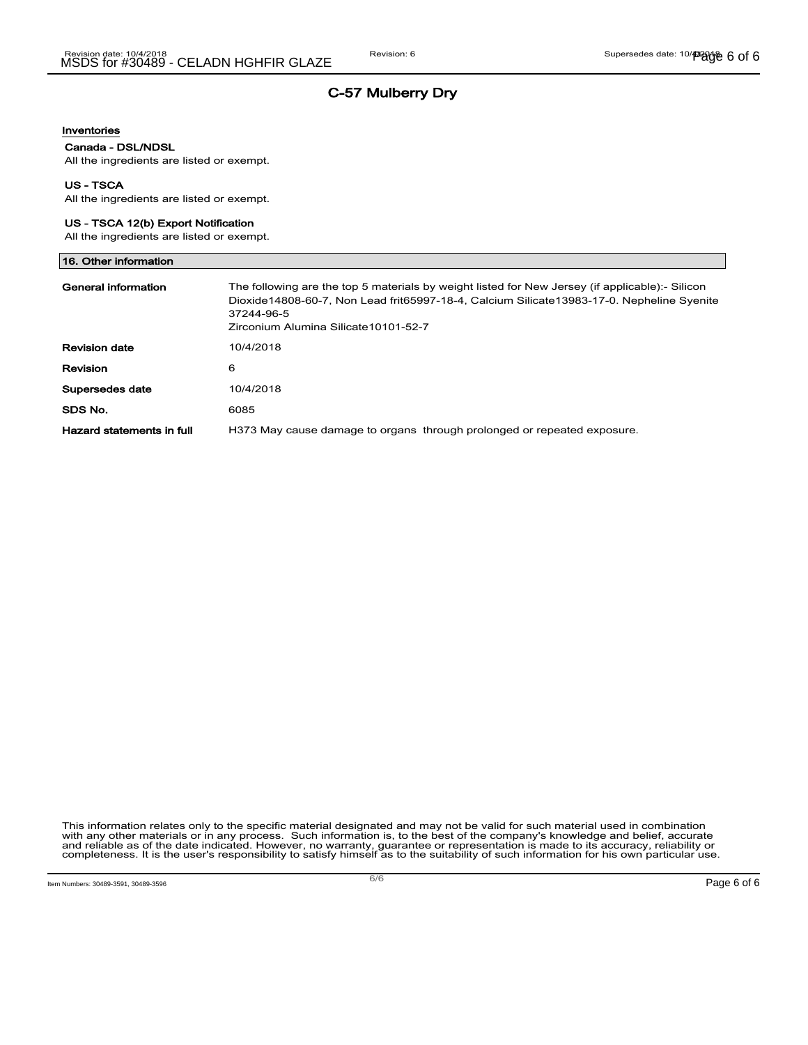## C-57 Mulberry Dry

### Inventories

**Canada - DSL/NDSL**

All the ingredients are listed or exempt.

**US - TSCA**

All the ingredients are listed or exempt.

**US - TSCA 12(b) Export Notification**

All the ingredients are listed or exempt.

## 16. Other information

| | |
|---|---|
| **General information** | The following are the top 5 materials by weight listed for New Jersey (if applicable):- Silicon Dioxide14808-60-7, Non Lead frit65997-18-4, Calcium Silicate13983-17-0. Nepheline Syenite 37244-96-5<br>Zirconium Alumina Silicate10101-52-7 |
| **Revision date** | 10/4/2018 |
| **Revision** | 6 |
| **Supersedes date** | 10/4/2018 |
| **SDS No.** | 6085 |
| **Hazard statements in full** | H373 May cause damage to organs through prolonged or repeated exposure. |

This information relates only to the specific material designated and may not be valid for such material used in combination with any other materials or in any process. Such information is, to the best of the company's knowledge and belief, accurate and reliable as of the date indicated. However, no warranty, guarantee or representation is made to its accuracy, reliability or completeness. It is the user's responsibility to satisfy himself as to the suitability of such information for his own particular use.

Item Numbers: 30489-3591, 30489-3596